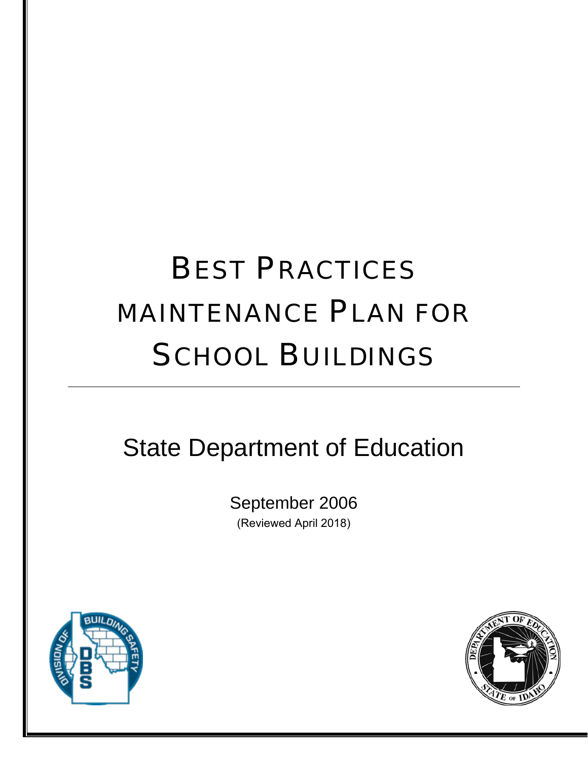# BEST PRACTICES MAINTENANCE PLAN FOR SCHOOL BUILDINGS

## State Department of Education

September 2006

(Reviewed April 2018)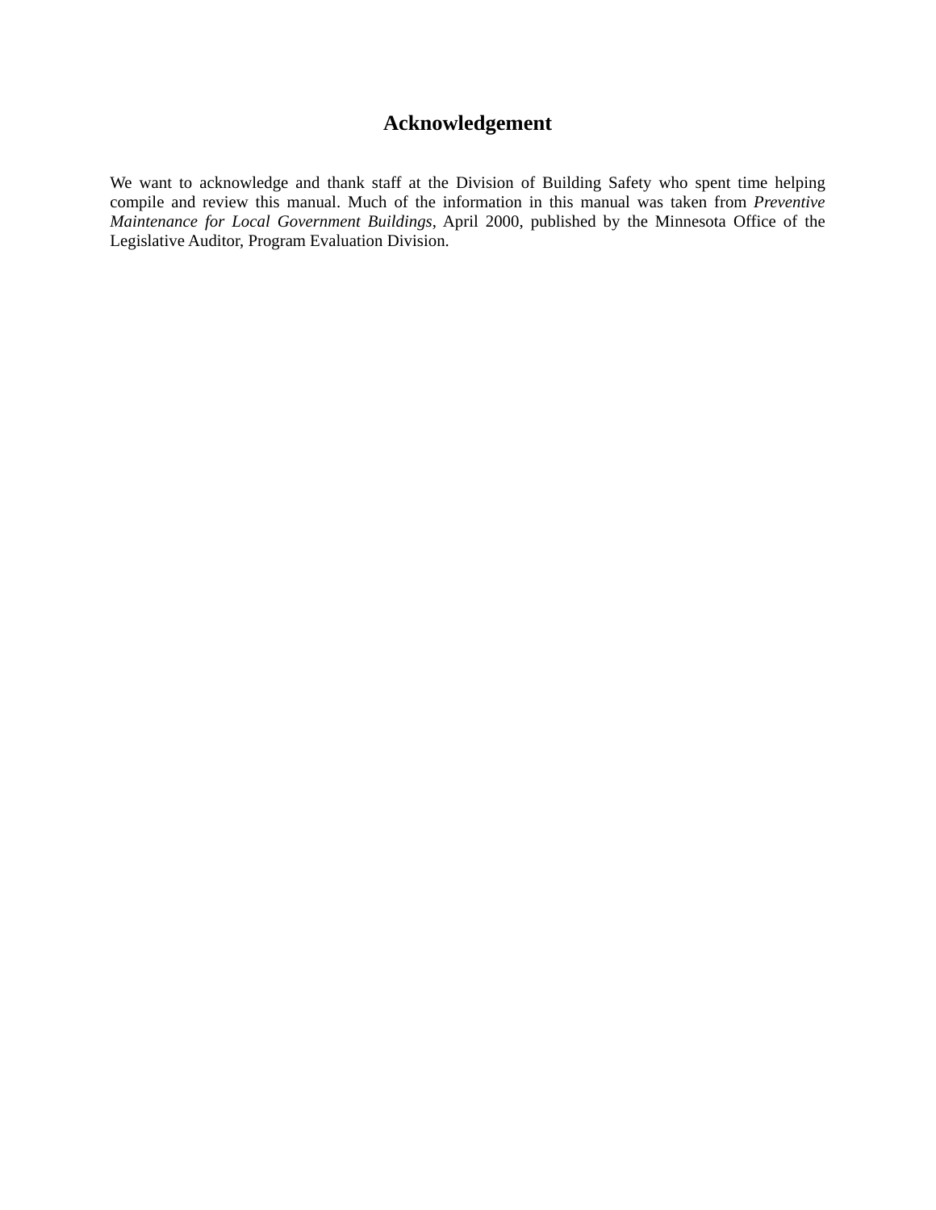# Acknowledgement

We want to acknowledge and thank staff at the Division of Building Safety who spent time helping compile and review this manual. Much of the information in this manual was taken from *Preventive Maintenance for Local Government Buildings*, April 2000, published by the Minnesota Office of the Legislative Auditor, Program Evaluation Division.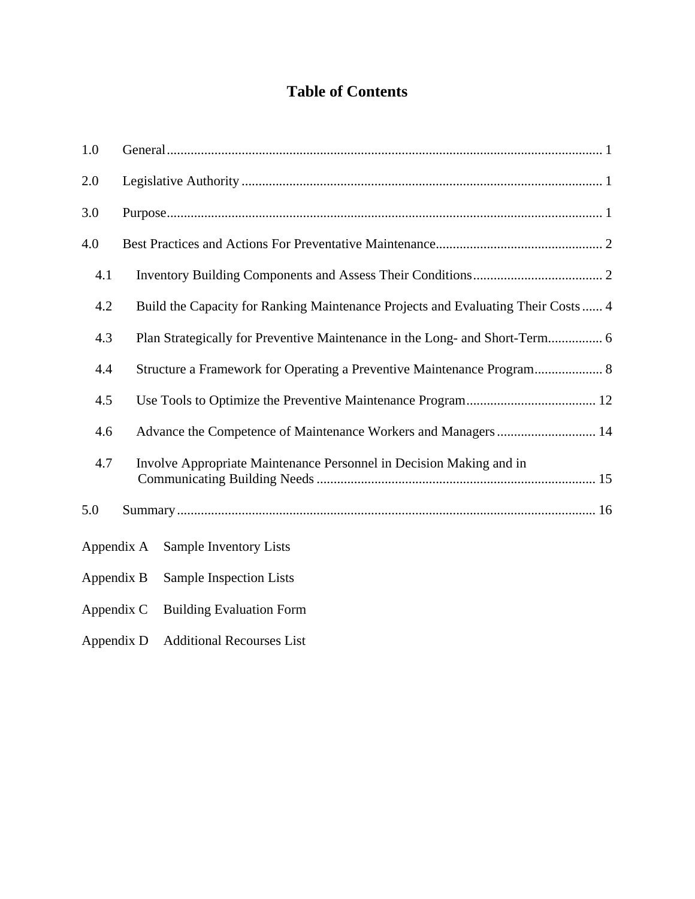# Table of Contents

1.0 General ..... 1

2.0 Legislative Authority ..... 1

3.0 Purpose ..... 1

4.0 Best Practices and Actions For Preventative Maintenance ..... 2

- 4.1 Inventory Building Components and Assess Their Conditions ..... 2
- 4.2 Build the Capacity for Ranking Maintenance Projects and Evaluating Their Costs ..... 4
- 4.3 Plan Strategically for Preventive Maintenance in the Long- and Short-Term ..... 6
- 4.4 Structure a Framework for Operating a Preventive Maintenance Program ..... 8
- 4.5 Use Tools to Optimize the Preventive Maintenance Program ..... 12
- 4.6 Advance the Competence of Maintenance Workers and Managers ..... 14
- 4.7 Involve Appropriate Maintenance Personnel in Decision Making and in Communicating Building Needs ..... 15

5.0 Summary ..... 16

Appendix A Sample Inventory Lists

Appendix B Sample Inspection Lists

Appendix C Building Evaluation Form

Appendix D Additional Recourses List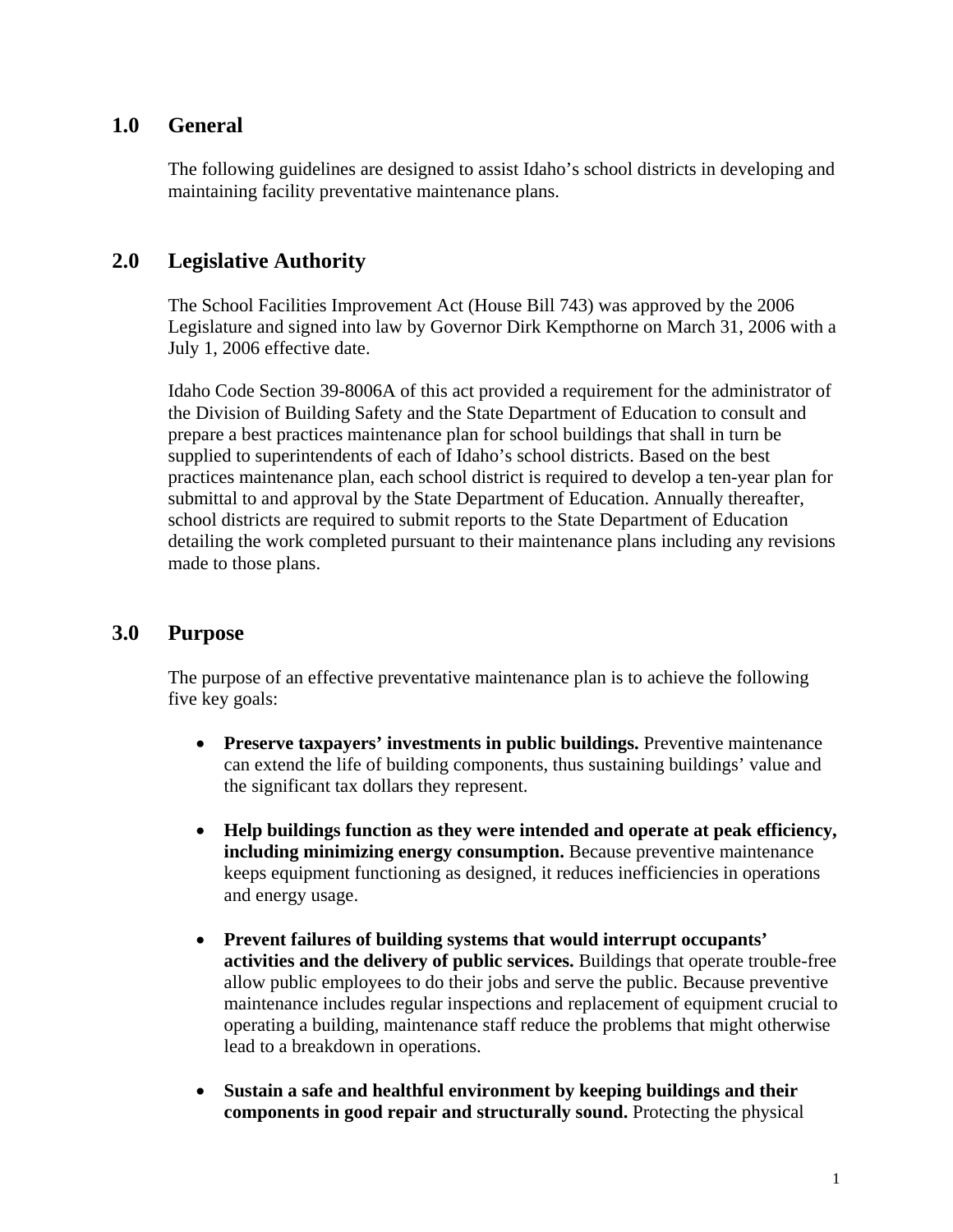## 1.0 General

The following guidelines are designed to assist Idaho's school districts in developing and maintaining facility preventative maintenance plans.

## 2.0 Legislative Authority

The School Facilities Improvement Act (House Bill 743) was approved by the 2006 Legislature and signed into law by Governor Dirk Kempthorne on March 31, 2006 with a July 1, 2006 effective date.

Idaho Code Section 39-8006A of this act provided a requirement for the administrator of the Division of Building Safety and the State Department of Education to consult and prepare a best practices maintenance plan for school buildings that shall in turn be supplied to superintendents of each of Idaho's school districts. Based on the best practices maintenance plan, each school district is required to develop a ten-year plan for submittal to and approval by the State Department of Education. Annually thereafter, school districts are required to submit reports to the State Department of Education detailing the work completed pursuant to their maintenance plans including any revisions made to those plans.

## 3.0 Purpose

The purpose of an effective preventative maintenance plan is to achieve the following five key goals:

- **Preserve taxpayers' investments in public buildings.** Preventive maintenance can extend the life of building components, thus sustaining buildings' value and the significant tax dollars they represent.

- **Help buildings function as they were intended and operate at peak efficiency, including minimizing energy consumption.** Because preventive maintenance keeps equipment functioning as designed, it reduces inefficiencies in operations and energy usage.

- **Prevent failures of building systems that would interrupt occupants' activities and the delivery of public services.** Buildings that operate trouble-free allow public employees to do their jobs and serve the public. Because preventive maintenance includes regular inspections and replacement of equipment crucial to operating a building, maintenance staff reduce the problems that might otherwise lead to a breakdown in operations.

- **Sustain a safe and healthful environment by keeping buildings and their components in good repair and structurally sound.** Protecting the physical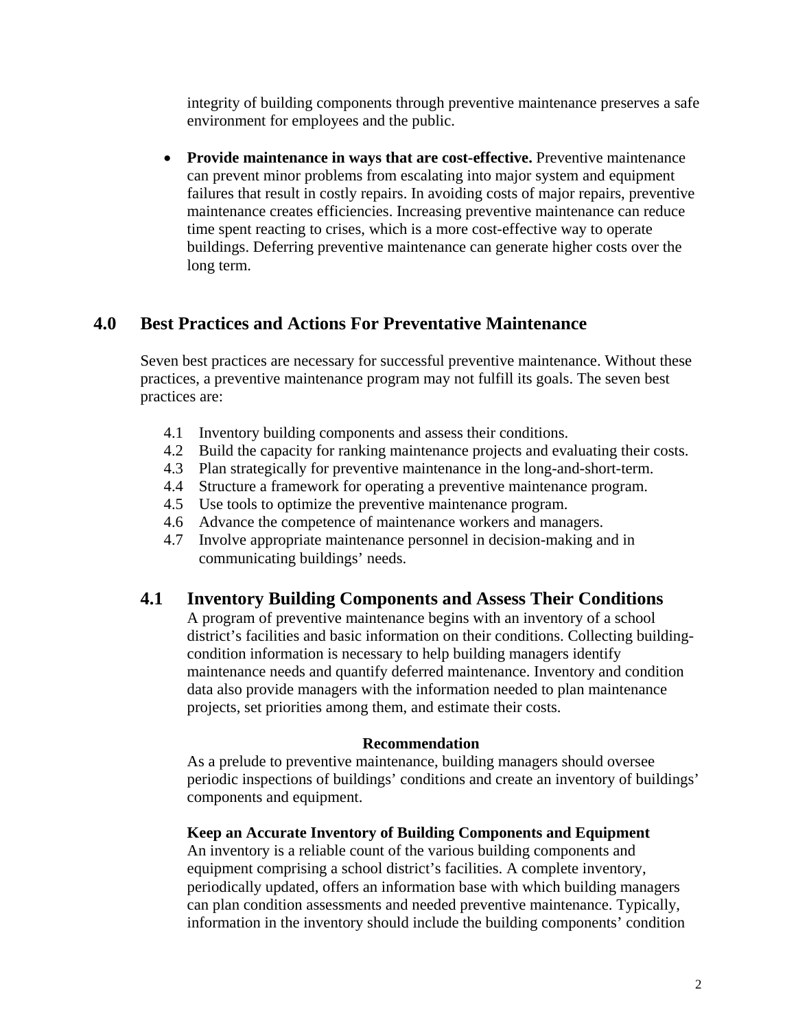integrity of building components through preventive maintenance preserves a safe environment for employees and the public.

- **Provide maintenance in ways that are cost-effective.** Preventive maintenance can prevent minor problems from escalating into major system and equipment failures that result in costly repairs. In avoiding costs of major repairs, preventive maintenance creates efficiencies. Increasing preventive maintenance can reduce time spent reacting to crises, which is a more cost-effective way to operate buildings. Deferring preventive maintenance can generate higher costs over the long term.

## 4.0 Best Practices and Actions For Preventative Maintenance

Seven best practices are necessary for successful preventive maintenance. Without these practices, a preventive maintenance program may not fulfill its goals. The seven best practices are:

4.1 Inventory building components and assess their conditions.
4.2 Build the capacity for ranking maintenance projects and evaluating their costs.
4.3 Plan strategically for preventive maintenance in the long-and-short-term.
4.4 Structure a framework for operating a preventive maintenance program.
4.5 Use tools to optimize the preventive maintenance program.
4.6 Advance the competence of maintenance workers and managers.
4.7 Involve appropriate maintenance personnel in decision-making and in communicating buildings' needs.

### 4.1 Inventory Building Components and Assess Their Conditions

A program of preventive maintenance begins with an inventory of a school district's facilities and basic information on their conditions. Collecting building-condition information is necessary to help building managers identify maintenance needs and quantify deferred maintenance. Inventory and condition data also provide managers with the information needed to plan maintenance projects, set priorities among them, and estimate their costs.

**Recommendation**

As a prelude to preventive maintenance, building managers should oversee periodic inspections of buildings' conditions and create an inventory of buildings' components and equipment.

**Keep an Accurate Inventory of Building Components and Equipment**

An inventory is a reliable count of the various building components and equipment comprising a school district's facilities. A complete inventory, periodically updated, offers an information base with which building managers can plan condition assessments and needed preventive maintenance. Typically, information in the inventory should include the building components' condition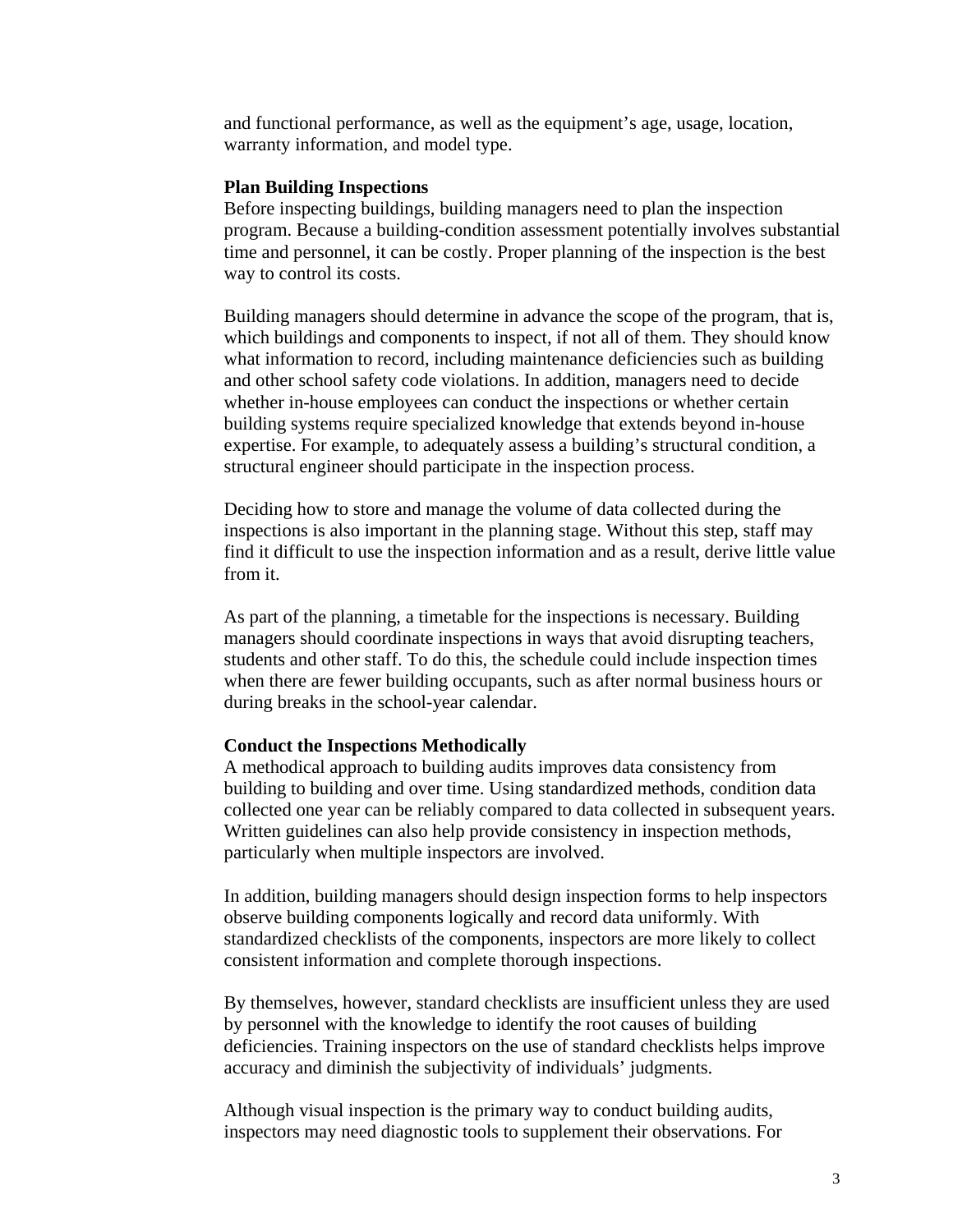and functional performance, as well as the equipment's age, usage, location, warranty information, and model type.

**Plan Building Inspections**

Before inspecting buildings, building managers need to plan the inspection program. Because a building-condition assessment potentially involves substantial time and personnel, it can be costly. Proper planning of the inspection is the best way to control its costs.

Building managers should determine in advance the scope of the program, that is, which buildings and components to inspect, if not all of them. They should know what information to record, including maintenance deficiencies such as building and other school safety code violations. In addition, managers need to decide whether in-house employees can conduct the inspections or whether certain building systems require specialized knowledge that extends beyond in-house expertise. For example, to adequately assess a building's structural condition, a structural engineer should participate in the inspection process.

Deciding how to store and manage the volume of data collected during the inspections is also important in the planning stage. Without this step, staff may find it difficult to use the inspection information and as a result, derive little value from it.

As part of the planning, a timetable for the inspections is necessary. Building managers should coordinate inspections in ways that avoid disrupting teachers, students and other staff. To do this, the schedule could include inspection times when there are fewer building occupants, such as after normal business hours or during breaks in the school-year calendar.

**Conduct the Inspections Methodically**

A methodical approach to building audits improves data consistency from building to building and over time. Using standardized methods, condition data collected one year can be reliably compared to data collected in subsequent years. Written guidelines can also help provide consistency in inspection methods, particularly when multiple inspectors are involved.

In addition, building managers should design inspection forms to help inspectors observe building components logically and record data uniformly. With standardized checklists of the components, inspectors are more likely to collect consistent information and complete thorough inspections.

By themselves, however, standard checklists are insufficient unless they are used by personnel with the knowledge to identify the root causes of building deficiencies. Training inspectors on the use of standard checklists helps improve accuracy and diminish the subjectivity of individuals' judgments.

Although visual inspection is the primary way to conduct building audits, inspectors may need diagnostic tools to supplement their observations. For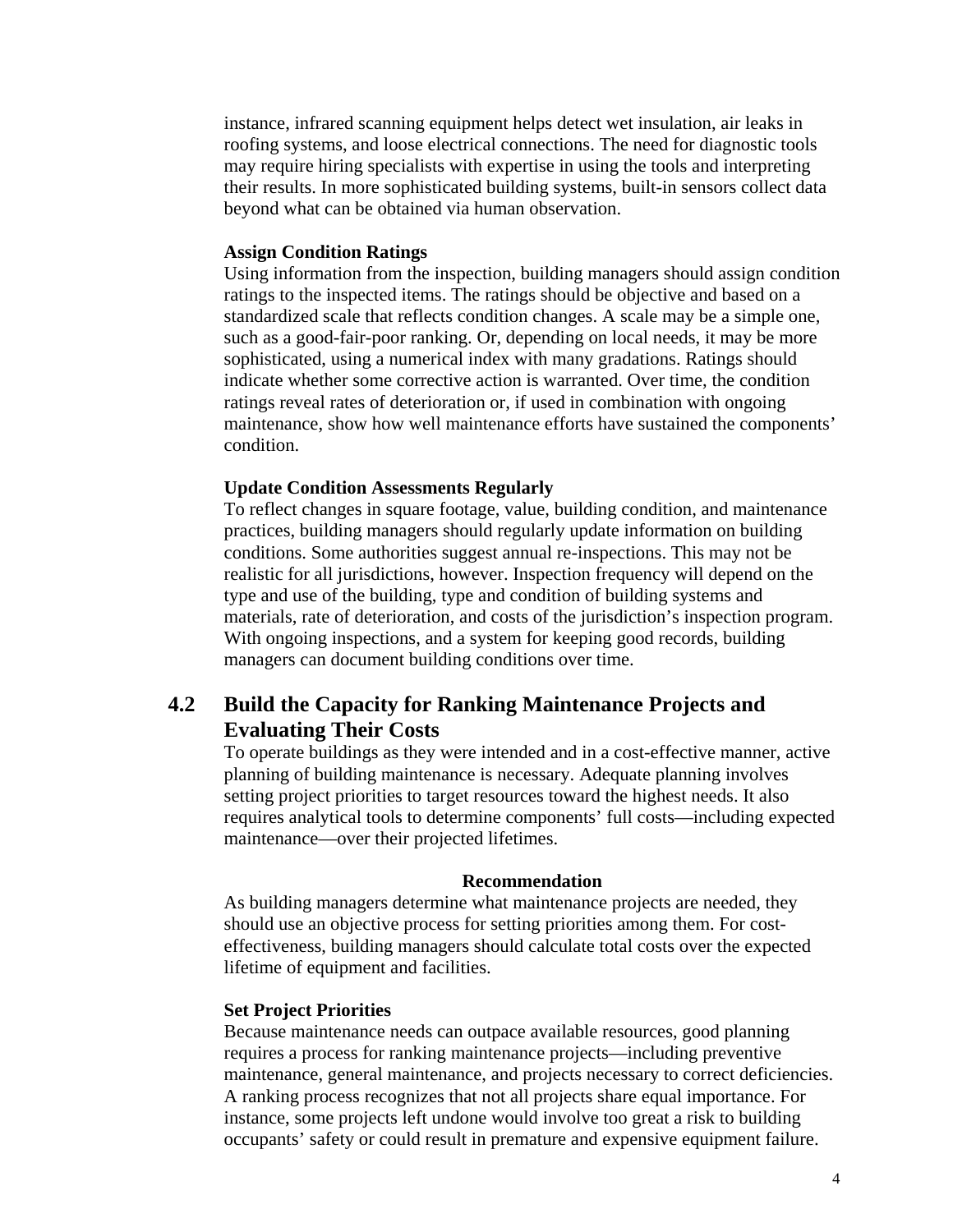instance, infrared scanning equipment helps detect wet insulation, air leaks in roofing systems, and loose electrical connections. The need for diagnostic tools may require hiring specialists with expertise in using the tools and interpreting their results. In more sophisticated building systems, built-in sensors collect data beyond what can be obtained via human observation.

**Assign Condition Ratings**

Using information from the inspection, building managers should assign condition ratings to the inspected items. The ratings should be objective and based on a standardized scale that reflects condition changes. A scale may be a simple one, such as a good-fair-poor ranking. Or, depending on local needs, it may be more sophisticated, using a numerical index with many gradations. Ratings should indicate whether some corrective action is warranted. Over time, the condition ratings reveal rates of deterioration or, if used in combination with ongoing maintenance, show how well maintenance efforts have sustained the components' condition.

**Update Condition Assessments Regularly**

To reflect changes in square footage, value, building condition, and maintenance practices, building managers should regularly update information on building conditions. Some authorities suggest annual re-inspections. This may not be realistic for all jurisdictions, however. Inspection frequency will depend on the type and use of the building, type and condition of building systems and materials, rate of deterioration, and costs of the jurisdiction's inspection program. With ongoing inspections, and a system for keeping good records, building managers can document building conditions over time.

## 4.2 Build the Capacity for Ranking Maintenance Projects and Evaluating Their Costs

To operate buildings as they were intended and in a cost-effective manner, active planning of building maintenance is necessary. Adequate planning involves setting project priorities to target resources toward the highest needs. It also requires analytical tools to determine components' full costs—including expected maintenance—over their projected lifetimes.

**Recommendation**

As building managers determine what maintenance projects are needed, they should use an objective process for setting priorities among them. For cost-effectiveness, building managers should calculate total costs over the expected lifetime of equipment and facilities.

**Set Project Priorities**

Because maintenance needs can outpace available resources, good planning requires a process for ranking maintenance projects—including preventive maintenance, general maintenance, and projects necessary to correct deficiencies. A ranking process recognizes that not all projects share equal importance. For instance, some projects left undone would involve too great a risk to building occupants' safety or could result in premature and expensive equipment failure.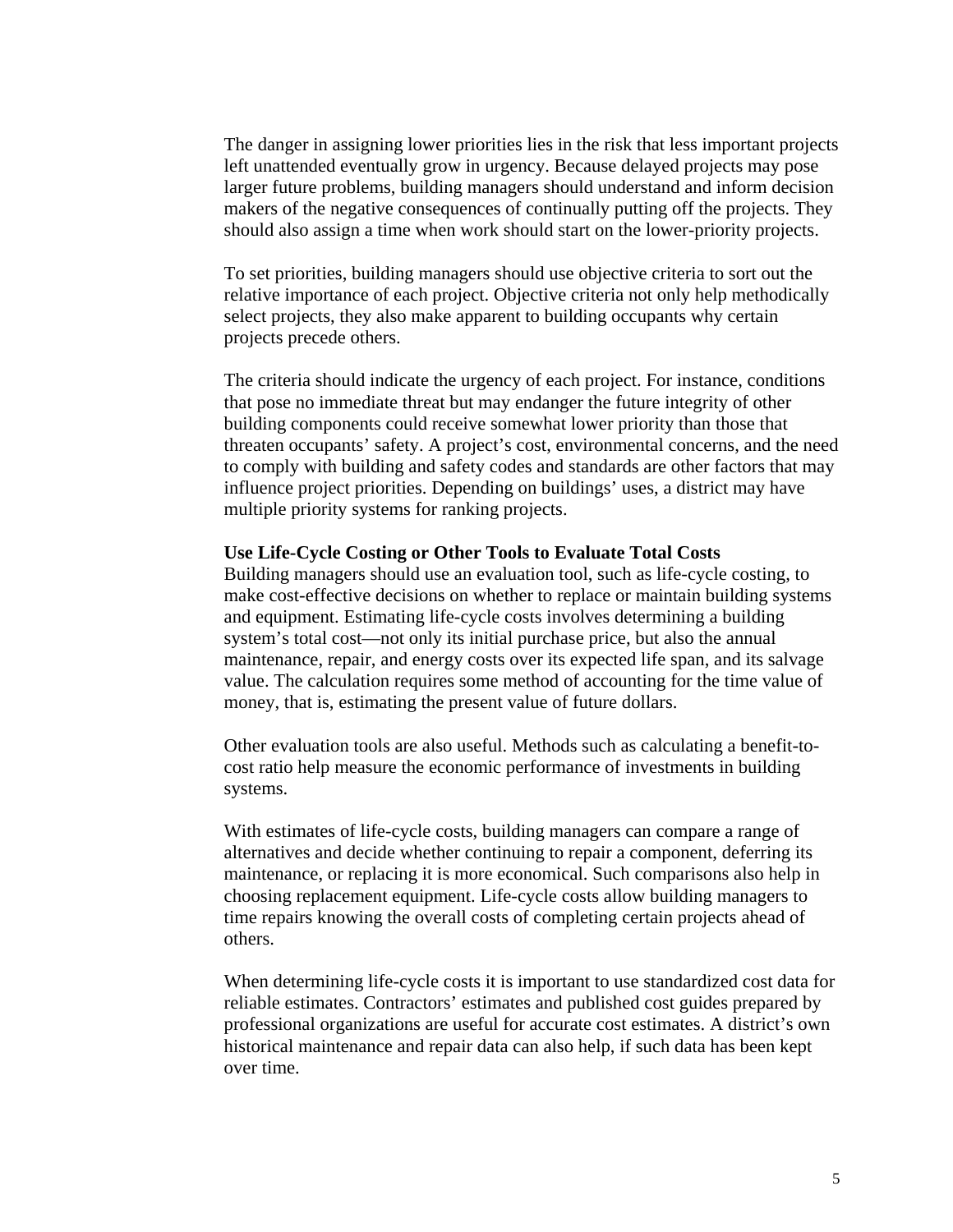The danger in assigning lower priorities lies in the risk that less important projects left unattended eventually grow in urgency. Because delayed projects may pose larger future problems, building managers should understand and inform decision makers of the negative consequences of continually putting off the projects. They should also assign a time when work should start on the lower-priority projects.

To set priorities, building managers should use objective criteria to sort out the relative importance of each project. Objective criteria not only help methodically select projects, they also make apparent to building occupants why certain projects precede others.

The criteria should indicate the urgency of each project. For instance, conditions that pose no immediate threat but may endanger the future integrity of other building components could receive somewhat lower priority than those that threaten occupants' safety. A project's cost, environmental concerns, and the need to comply with building and safety codes and standards are other factors that may influence project priorities. Depending on buildings' uses, a district may have multiple priority systems for ranking projects.

**Use Life-Cycle Costing or Other Tools to Evaluate Total Costs**

Building managers should use an evaluation tool, such as life-cycle costing, to make cost-effective decisions on whether to replace or maintain building systems and equipment. Estimating life-cycle costs involves determining a building system's total cost—not only its initial purchase price, but also the annual maintenance, repair, and energy costs over its expected life span, and its salvage value. The calculation requires some method of accounting for the time value of money, that is, estimating the present value of future dollars.

Other evaluation tools are also useful. Methods such as calculating a benefit-to-cost ratio help measure the economic performance of investments in building systems.

With estimates of life-cycle costs, building managers can compare a range of alternatives and decide whether continuing to repair a component, deferring its maintenance, or replacing it is more economical. Such comparisons also help in choosing replacement equipment. Life-cycle costs allow building managers to time repairs knowing the overall costs of completing certain projects ahead of others.

When determining life-cycle costs it is important to use standardized cost data for reliable estimates. Contractors' estimates and published cost guides prepared by professional organizations are useful for accurate cost estimates. A district's own historical maintenance and repair data can also help, if such data has been kept over time.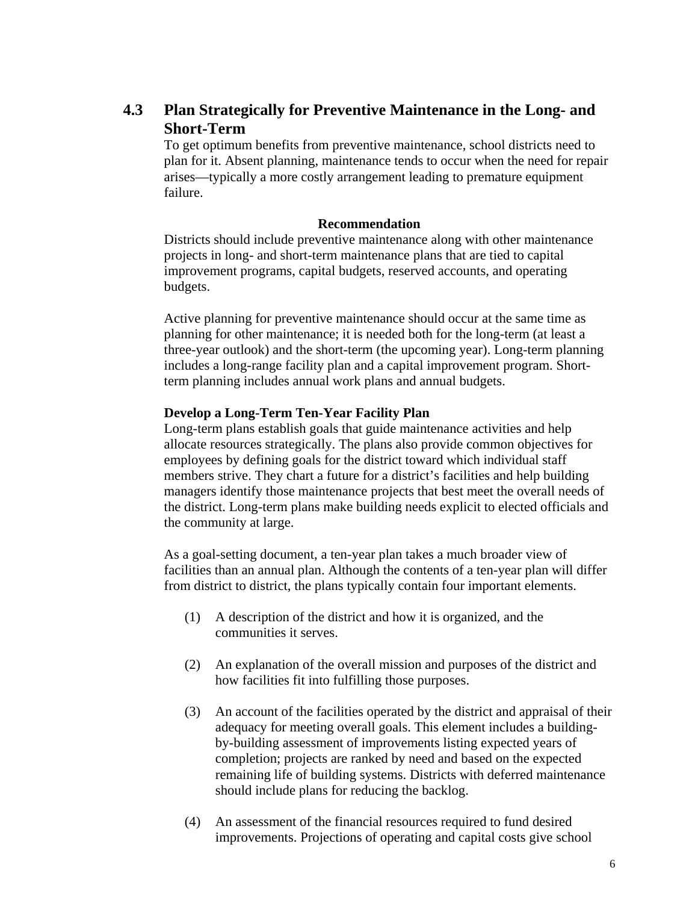## 4.3 Plan Strategically for Preventive Maintenance in the Long- and Short-Term

To get optimum benefits from preventive maintenance, school districts need to plan for it. Absent planning, maintenance tends to occur when the need for repair arises—typically a more costly arrangement leading to premature equipment failure.

**Recommendation**

Districts should include preventive maintenance along with other maintenance projects in long- and short-term maintenance plans that are tied to capital improvement programs, capital budgets, reserved accounts, and operating budgets.

Active planning for preventive maintenance should occur at the same time as planning for other maintenance; it is needed both for the long-term (at least a three-year outlook) and the short-term (the upcoming year). Long-term planning includes a long-range facility plan and a capital improvement program. Short-term planning includes annual work plans and annual budgets.

**Develop a Long-Term Ten-Year Facility Plan**

Long-term plans establish goals that guide maintenance activities and help allocate resources strategically. The plans also provide common objectives for employees by defining goals for the district toward which individual staff members strive. They chart a future for a district's facilities and help building managers identify those maintenance projects that best meet the overall needs of the district. Long-term plans make building needs explicit to elected officials and the community at large.

As a goal-setting document, a ten-year plan takes a much broader view of facilities than an annual plan. Although the contents of a ten-year plan will differ from district to district, the plans typically contain four important elements.

(1) A description of the district and how it is organized, and the communities it serves.

(2) An explanation of the overall mission and purposes of the district and how facilities fit into fulfilling those purposes.

(3) An account of the facilities operated by the district and appraisal of their adequacy for meeting overall goals. This element includes a building-by-building assessment of improvements listing expected years of completion; projects are ranked by need and based on the expected remaining life of building systems. Districts with deferred maintenance should include plans for reducing the backlog.

(4) An assessment of the financial resources required to fund desired improvements. Projections of operating and capital costs give school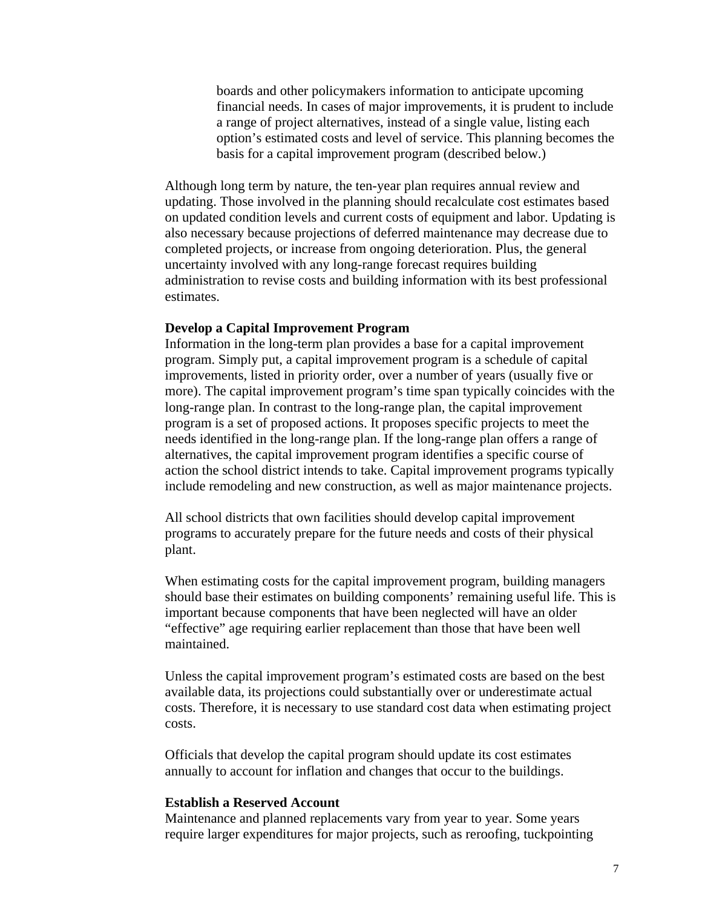boards and other policymakers information to anticipate upcoming financial needs. In cases of major improvements, it is prudent to include a range of project alternatives, instead of a single value, listing each option's estimated costs and level of service. This planning becomes the basis for a capital improvement program (described below.)

Although long term by nature, the ten-year plan requires annual review and updating. Those involved in the planning should recalculate cost estimates based on updated condition levels and current costs of equipment and labor. Updating is also necessary because projections of deferred maintenance may decrease due to completed projects, or increase from ongoing deterioration. Plus, the general uncertainty involved with any long-range forecast requires building administration to revise costs and building information with its best professional estimates.

**Develop a Capital Improvement Program**

Information in the long-term plan provides a base for a capital improvement program. Simply put, a capital improvement program is a schedule of capital improvements, listed in priority order, over a number of years (usually five or more). The capital improvement program's time span typically coincides with the long-range plan. In contrast to the long-range plan, the capital improvement program is a set of proposed actions. It proposes specific projects to meet the needs identified in the long-range plan. If the long-range plan offers a range of alternatives, the capital improvement program identifies a specific course of action the school district intends to take. Capital improvement programs typically include remodeling and new construction, as well as major maintenance projects.

All school districts that own facilities should develop capital improvement programs to accurately prepare for the future needs and costs of their physical plant.

When estimating costs for the capital improvement program, building managers should base their estimates on building components' remaining useful life. This is important because components that have been neglected will have an older "effective" age requiring earlier replacement than those that have been well maintained.

Unless the capital improvement program's estimated costs are based on the best available data, its projections could substantially over or underestimate actual costs. Therefore, it is necessary to use standard cost data when estimating project costs.

Officials that develop the capital program should update its cost estimates annually to account for inflation and changes that occur to the buildings.

**Establish a Reserved Account**

Maintenance and planned replacements vary from year to year. Some years require larger expenditures for major projects, such as reroofing, tuckpointing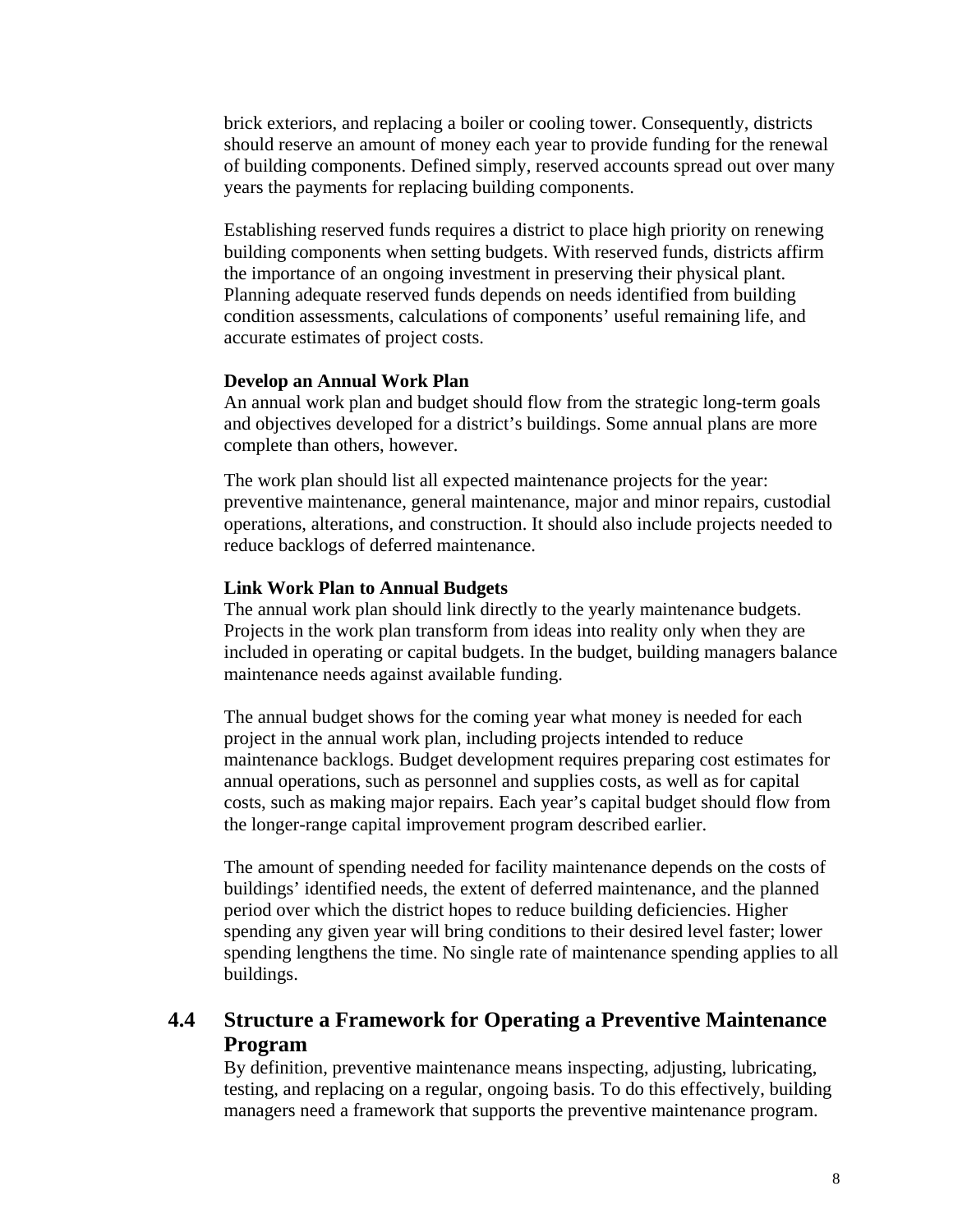brick exteriors, and replacing a boiler or cooling tower. Consequently, districts should reserve an amount of money each year to provide funding for the renewal of building components. Defined simply, reserved accounts spread out over many years the payments for replacing building components.

Establishing reserved funds requires a district to place high priority on renewing building components when setting budgets. With reserved funds, districts affirm the importance of an ongoing investment in preserving their physical plant. Planning adequate reserved funds depends on needs identified from building condition assessments, calculations of components' useful remaining life, and accurate estimates of project costs.

**Develop an Annual Work Plan**

An annual work plan and budget should flow from the strategic long-term goals and objectives developed for a district's buildings. Some annual plans are more complete than others, however.

The work plan should list all expected maintenance projects for the year: preventive maintenance, general maintenance, major and minor repairs, custodial operations, alterations, and construction. It should also include projects needed to reduce backlogs of deferred maintenance.

**Link Work Plan to Annual Budgets**

The annual work plan should link directly to the yearly maintenance budgets. Projects in the work plan transform from ideas into reality only when they are included in operating or capital budgets. In the budget, building managers balance maintenance needs against available funding.

The annual budget shows for the coming year what money is needed for each project in the annual work plan, including projects intended to reduce maintenance backlogs. Budget development requires preparing cost estimates for annual operations, such as personnel and supplies costs, as well as for capital costs, such as making major repairs. Each year's capital budget should flow from the longer-range capital improvement program described earlier.

The amount of spending needed for facility maintenance depends on the costs of buildings' identified needs, the extent of deferred maintenance, and the planned period over which the district hopes to reduce building deficiencies. Higher spending any given year will bring conditions to their desired level faster; lower spending lengthens the time. No single rate of maintenance spending applies to all buildings.

## 4.4 Structure a Framework for Operating a Preventive Maintenance Program

By definition, preventive maintenance means inspecting, adjusting, lubricating, testing, and replacing on a regular, ongoing basis. To do this effectively, building managers need a framework that supports the preventive maintenance program.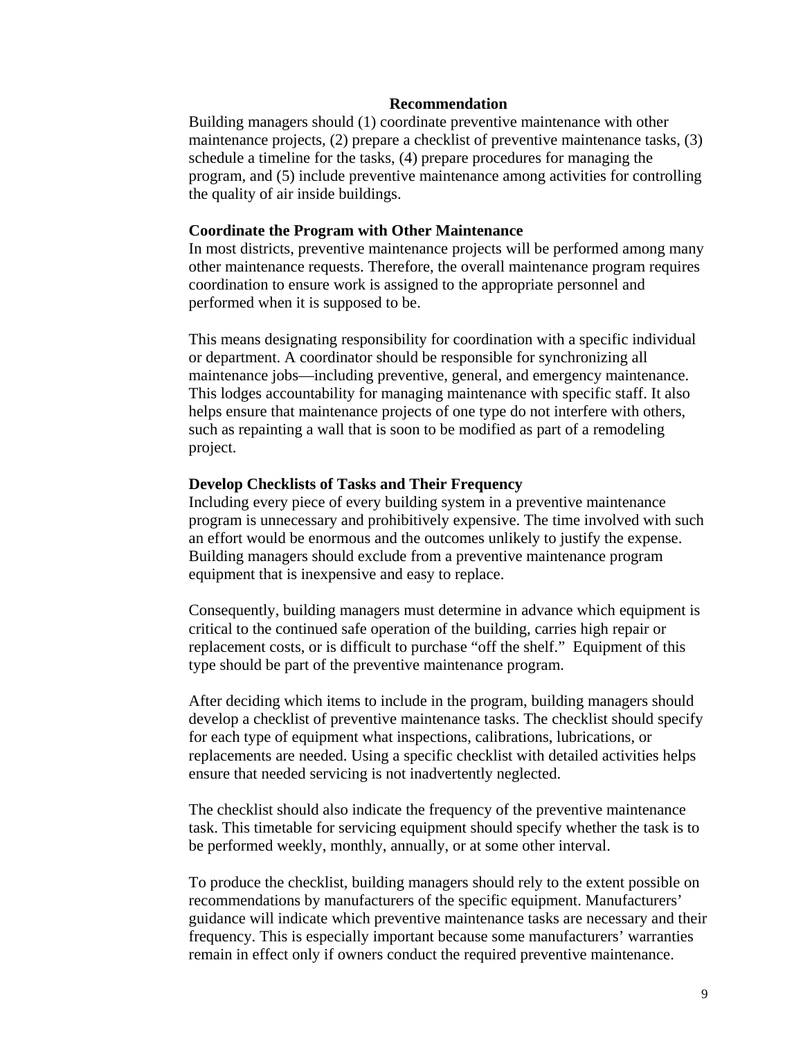## Recommendation

Building managers should (1) coordinate preventive maintenance with other maintenance projects, (2) prepare a checklist of preventive maintenance tasks, (3) schedule a timeline for the tasks, (4) prepare procedures for managing the program, and (5) include preventive maintenance among activities for controlling the quality of air inside buildings.

### Coordinate the Program with Other Maintenance

In most districts, preventive maintenance projects will be performed among many other maintenance requests. Therefore, the overall maintenance program requires coordination to ensure work is assigned to the appropriate personnel and performed when it is supposed to be.

This means designating responsibility for coordination with a specific individual or department. A coordinator should be responsible for synchronizing all maintenance jobs—including preventive, general, and emergency maintenance. This lodges accountability for managing maintenance with specific staff. It also helps ensure that maintenance projects of one type do not interfere with others, such as repainting a wall that is soon to be modified as part of a remodeling project.

### Develop Checklists of Tasks and Their Frequency

Including every piece of every building system in a preventive maintenance program is unnecessary and prohibitively expensive. The time involved with such an effort would be enormous and the outcomes unlikely to justify the expense. Building managers should exclude from a preventive maintenance program equipment that is inexpensive and easy to replace.

Consequently, building managers must determine in advance which equipment is critical to the continued safe operation of the building, carries high repair or replacement costs, or is difficult to purchase "off the shelf." Equipment of this type should be part of the preventive maintenance program.

After deciding which items to include in the program, building managers should develop a checklist of preventive maintenance tasks. The checklist should specify for each type of equipment what inspections, calibrations, lubrications, or replacements are needed. Using a specific checklist with detailed activities helps ensure that needed servicing is not inadvertently neglected.

The checklist should also indicate the frequency of the preventive maintenance task. This timetable for servicing equipment should specify whether the task is to be performed weekly, monthly, annually, or at some other interval.

To produce the checklist, building managers should rely to the extent possible on recommendations by manufacturers of the specific equipment. Manufacturers' guidance will indicate which preventive maintenance tasks are necessary and their frequency. This is especially important because some manufacturers' warranties remain in effect only if owners conduct the required preventive maintenance.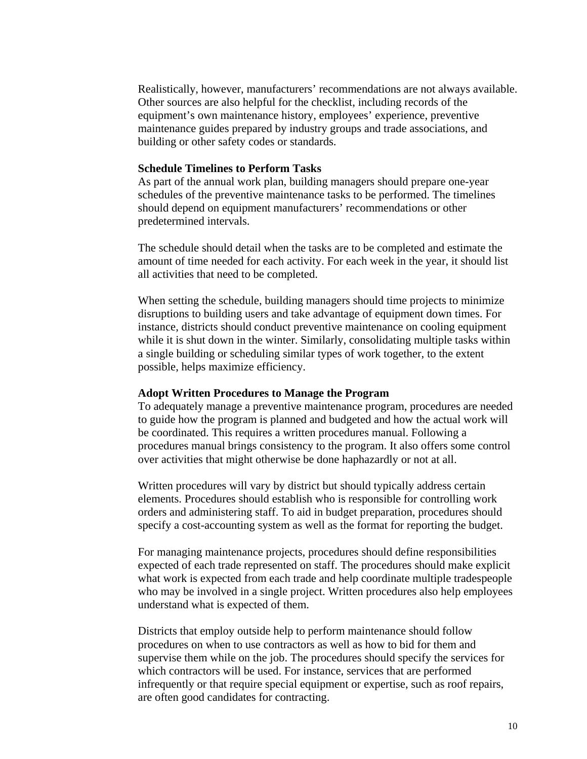Realistically, however, manufacturers' recommendations are not always available. Other sources are also helpful for the checklist, including records of the equipment's own maintenance history, employees' experience, preventive maintenance guides prepared by industry groups and trade associations, and building or other safety codes or standards.

**Schedule Timelines to Perform Tasks**

As part of the annual work plan, building managers should prepare one-year schedules of the preventive maintenance tasks to be performed. The timelines should depend on equipment manufacturers' recommendations or other predetermined intervals.

The schedule should detail when the tasks are to be completed and estimate the amount of time needed for each activity. For each week in the year, it should list all activities that need to be completed.

When setting the schedule, building managers should time projects to minimize disruptions to building users and take advantage of equipment down times. For instance, districts should conduct preventive maintenance on cooling equipment while it is shut down in the winter. Similarly, consolidating multiple tasks within a single building or scheduling similar types of work together, to the extent possible, helps maximize efficiency.

**Adopt Written Procedures to Manage the Program**

To adequately manage a preventive maintenance program, procedures are needed to guide how the program is planned and budgeted and how the actual work will be coordinated. This requires a written procedures manual. Following a procedures manual brings consistency to the program. It also offers some control over activities that might otherwise be done haphazardly or not at all.

Written procedures will vary by district but should typically address certain elements. Procedures should establish who is responsible for controlling work orders and administering staff. To aid in budget preparation, procedures should specify a cost-accounting system as well as the format for reporting the budget.

For managing maintenance projects, procedures should define responsibilities expected of each trade represented on staff. The procedures should make explicit what work is expected from each trade and help coordinate multiple tradespeople who may be involved in a single project. Written procedures also help employees understand what is expected of them.

Districts that employ outside help to perform maintenance should follow procedures on when to use contractors as well as how to bid for them and supervise them while on the job. The procedures should specify the services for which contractors will be used. For instance, services that are performed infrequently or that require special equipment or expertise, such as roof repairs, are often good candidates for contracting.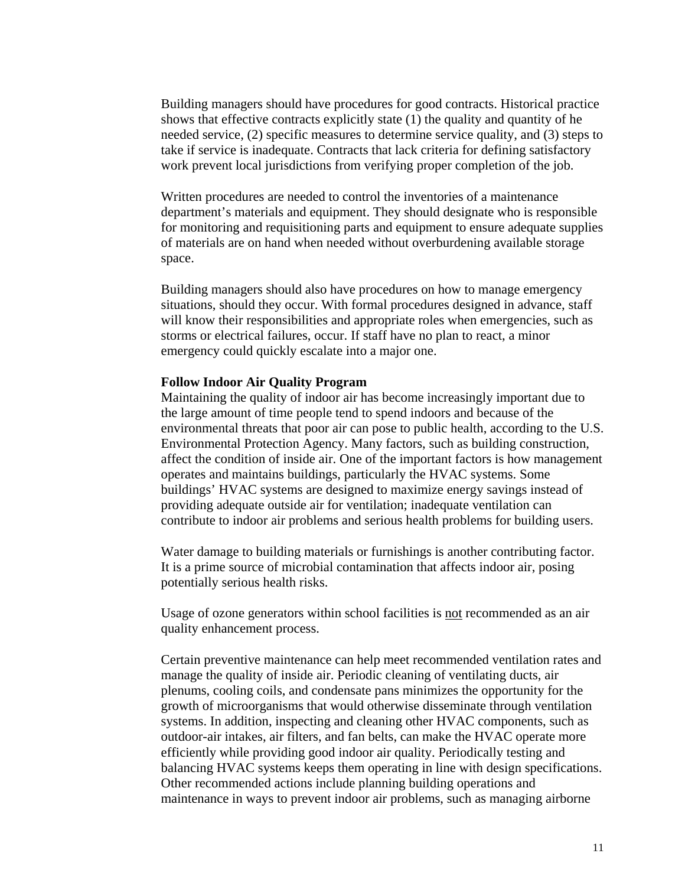Building managers should have procedures for good contracts. Historical practice shows that effective contracts explicitly state (1) the quality and quantity of he needed service, (2) specific measures to determine service quality, and (3) steps to take if service is inadequate. Contracts that lack criteria for defining satisfactory work prevent local jurisdictions from verifying proper completion of the job.

Written procedures are needed to control the inventories of a maintenance department's materials and equipment. They should designate who is responsible for monitoring and requisitioning parts and equipment to ensure adequate supplies of materials are on hand when needed without overburdening available storage space.

Building managers should also have procedures on how to manage emergency situations, should they occur. With formal procedures designed in advance, staff will know their responsibilities and appropriate roles when emergencies, such as storms or electrical failures, occur. If staff have no plan to react, a minor emergency could quickly escalate into a major one.

**Follow Indoor Air Quality Program**

Maintaining the quality of indoor air has become increasingly important due to the large amount of time people tend to spend indoors and because of the environmental threats that poor air can pose to public health, according to the U.S. Environmental Protection Agency. Many factors, such as building construction, affect the condition of inside air. One of the important factors is how management operates and maintains buildings, particularly the HVAC systems. Some buildings' HVAC systems are designed to maximize energy savings instead of providing adequate outside air for ventilation; inadequate ventilation can contribute to indoor air problems and serious health problems for building users.

Water damage to building materials or furnishings is another contributing factor. It is a prime source of microbial contamination that affects indoor air, posing potentially serious health risks.

Usage of ozone generators within school facilities is <u>not</u> recommended as an air quality enhancement process.

Certain preventive maintenance can help meet recommended ventilation rates and manage the quality of inside air. Periodic cleaning of ventilating ducts, air plenums, cooling coils, and condensate pans minimizes the opportunity for the growth of microorganisms that would otherwise disseminate through ventilation systems. In addition, inspecting and cleaning other HVAC components, such as outdoor-air intakes, air filters, and fan belts, can make the HVAC operate more efficiently while providing good indoor air quality. Periodically testing and balancing HVAC systems keeps them operating in line with design specifications. Other recommended actions include planning building operations and maintenance in ways to prevent indoor air problems, such as managing airborne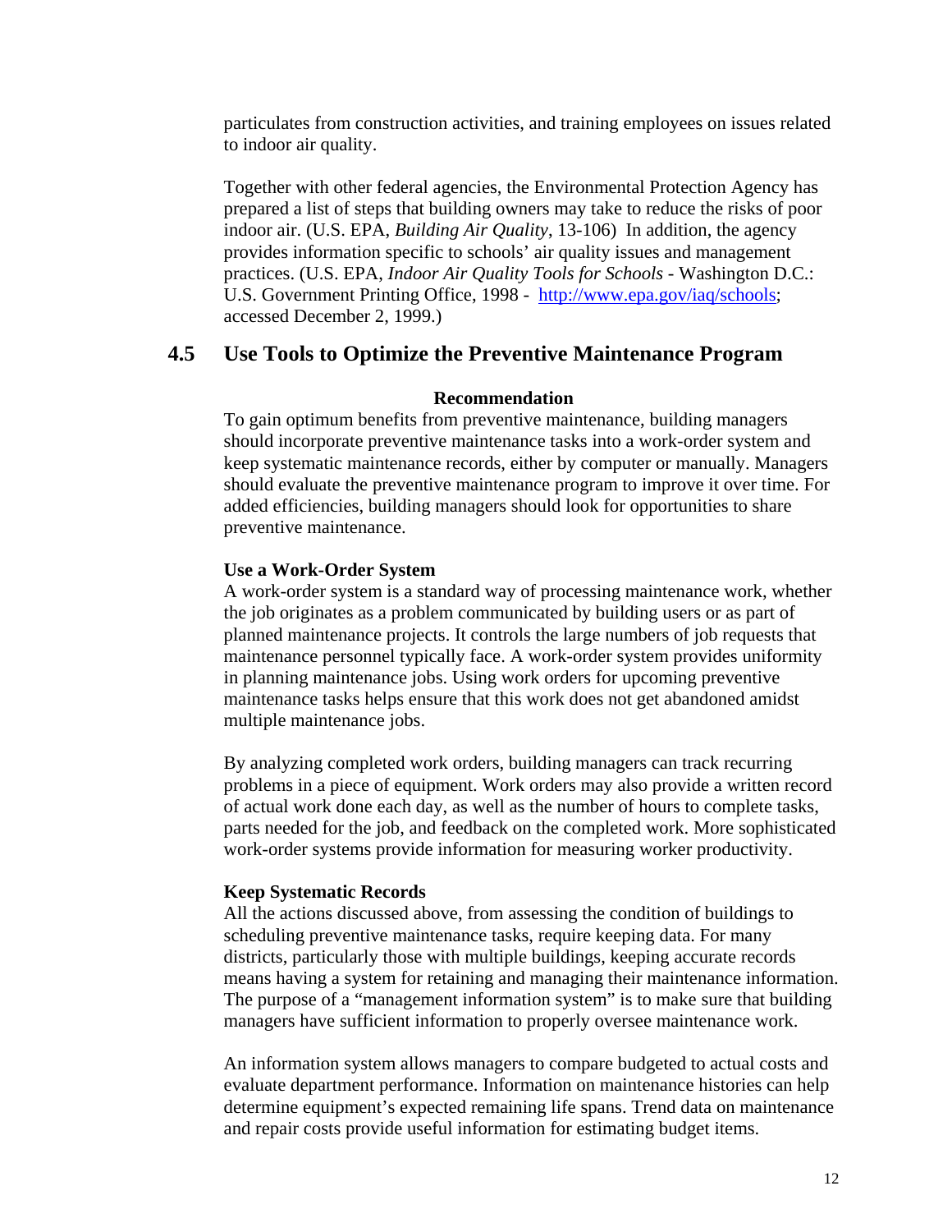particulates from construction activities, and training employees on issues related to indoor air quality.

Together with other federal agencies, the Environmental Protection Agency has prepared a list of steps that building owners may take to reduce the risks of poor indoor air. (U.S. EPA, *Building Air Quality*, 13-106) In addition, the agency provides information specific to schools' air quality issues and management practices. (U.S. EPA, *Indoor Air Quality Tools for Schools* - Washington D.C.: U.S. Government Printing Office, 1998 - http://www.epa.gov/iaq/schools; accessed December 2, 1999.)

## 4.5 Use Tools to Optimize the Preventive Maintenance Program

**Recommendation**

To gain optimum benefits from preventive maintenance, building managers should incorporate preventive maintenance tasks into a work-order system and keep systematic maintenance records, either by computer or manually. Managers should evaluate the preventive maintenance program to improve it over time. For added efficiencies, building managers should look for opportunities to share preventive maintenance.

**Use a Work-Order System**

A work-order system is a standard way of processing maintenance work, whether the job originates as a problem communicated by building users or as part of planned maintenance projects. It controls the large numbers of job requests that maintenance personnel typically face. A work-order system provides uniformity in planning maintenance jobs. Using work orders for upcoming preventive maintenance tasks helps ensure that this work does not get abandoned amidst multiple maintenance jobs.

By analyzing completed work orders, building managers can track recurring problems in a piece of equipment. Work orders may also provide a written record of actual work done each day, as well as the number of hours to complete tasks, parts needed for the job, and feedback on the completed work. More sophisticated work-order systems provide information for measuring worker productivity.

**Keep Systematic Records**

All the actions discussed above, from assessing the condition of buildings to scheduling preventive maintenance tasks, require keeping data. For many districts, particularly those with multiple buildings, keeping accurate records means having a system for retaining and managing their maintenance information. The purpose of a "management information system" is to make sure that building managers have sufficient information to properly oversee maintenance work.

An information system allows managers to compare budgeted to actual costs and evaluate department performance. Information on maintenance histories can help determine equipment's expected remaining life spans. Trend data on maintenance and repair costs provide useful information for estimating budget items.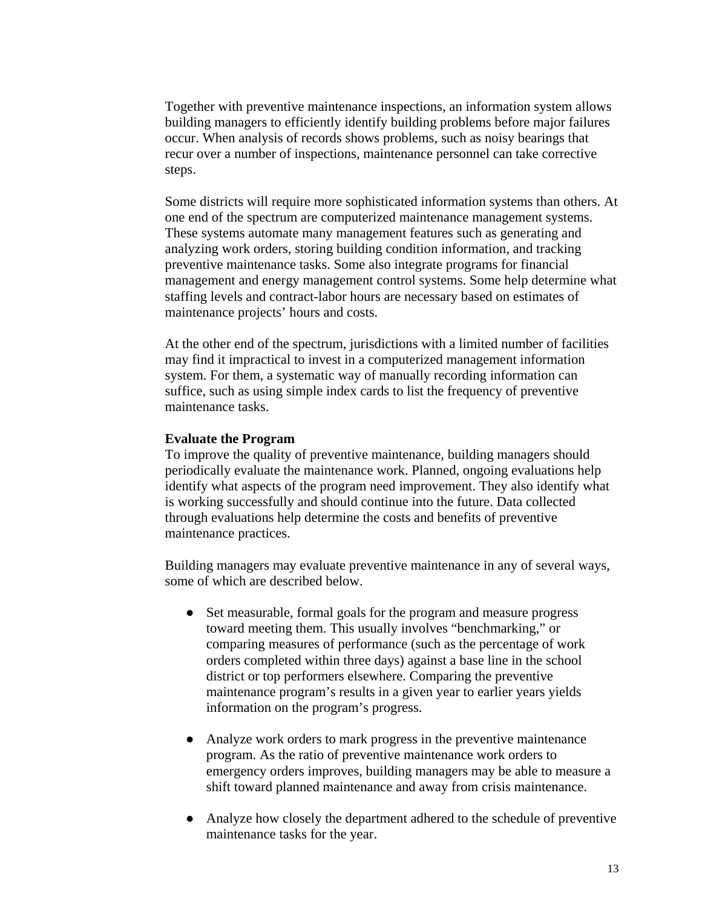Together with preventive maintenance inspections, an information system allows building managers to efficiently identify building problems before major failures occur. When analysis of records shows problems, such as noisy bearings that recur over a number of inspections, maintenance personnel can take corrective steps.

Some districts will require more sophisticated information systems than others. At one end of the spectrum are computerized maintenance management systems. These systems automate many management features such as generating and analyzing work orders, storing building condition information, and tracking preventive maintenance tasks. Some also integrate programs for financial management and energy management control systems. Some help determine what staffing levels and contract-labor hours are necessary based on estimates of maintenance projects' hours and costs.

At the other end of the spectrum, jurisdictions with a limited number of facilities may find it impractical to invest in a computerized management information system. For them, a systematic way of manually recording information can suffice, such as using simple index cards to list the frequency of preventive maintenance tasks.

**Evaluate the Program**

To improve the quality of preventive maintenance, building managers should periodically evaluate the maintenance work. Planned, ongoing evaluations help identify what aspects of the program need improvement. They also identify what is working successfully and should continue into the future. Data collected through evaluations help determine the costs and benefits of preventive maintenance practices.

Building managers may evaluate preventive maintenance in any of several ways, some of which are described below.

- Set measurable, formal goals for the program and measure progress toward meeting them. This usually involves "benchmarking," or comparing measures of performance (such as the percentage of work orders completed within three days) against a base line in the school district or top performers elsewhere. Comparing the preventive maintenance program's results in a given year to earlier years yields information on the program's progress.

- Analyze work orders to mark progress in the preventive maintenance program. As the ratio of preventive maintenance work orders to emergency orders improves, building managers may be able to measure a shift toward planned maintenance and away from crisis maintenance.

- Analyze how closely the department adhered to the schedule of preventive maintenance tasks for the year.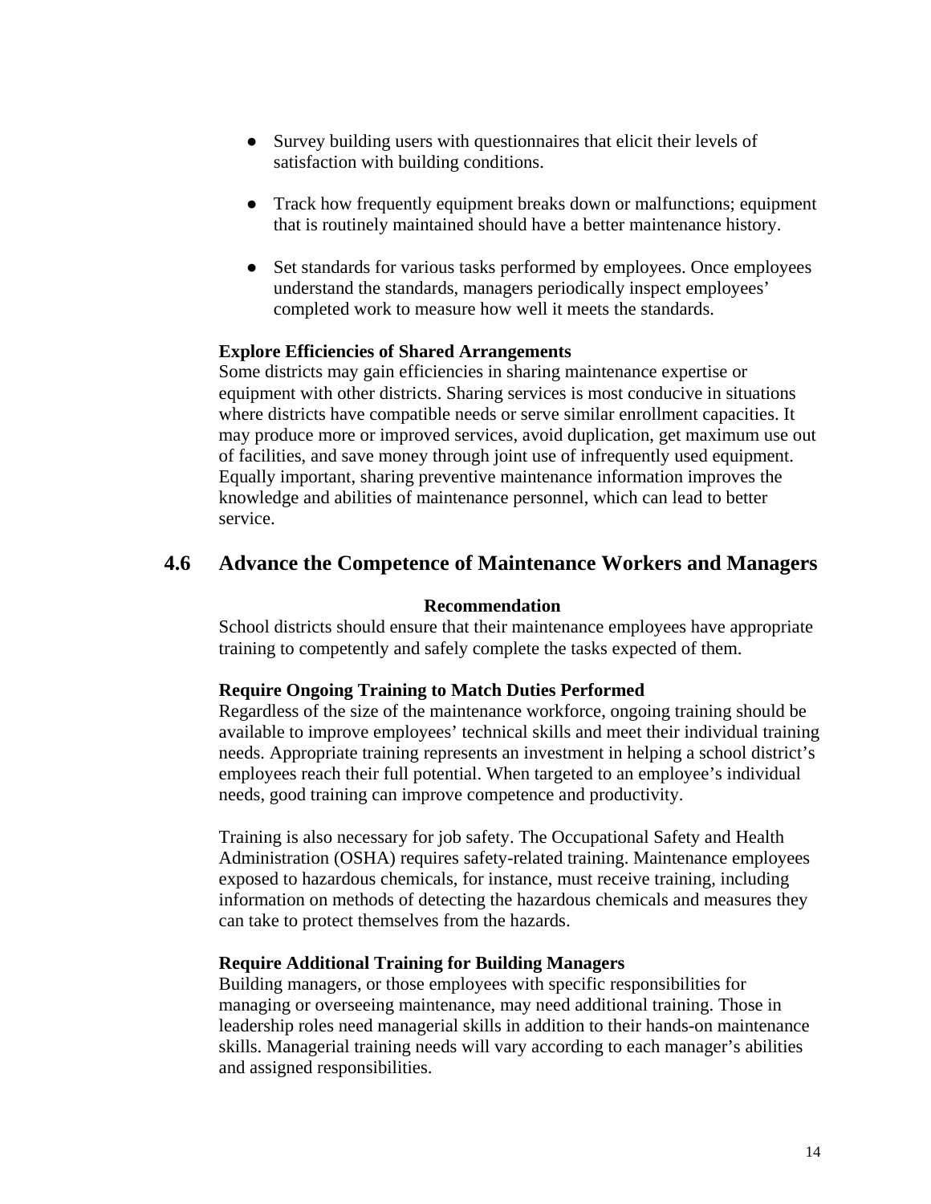- Survey building users with questionnaires that elicit their levels of satisfaction with building conditions.

- Track how frequently equipment breaks down or malfunctions; equipment that is routinely maintained should have a better maintenance history.

- Set standards for various tasks performed by employees. Once employees understand the standards, managers periodically inspect employees' completed work to measure how well it meets the standards.

**Explore Efficiencies of Shared Arrangements**

Some districts may gain efficiencies in sharing maintenance expertise or equipment with other districts. Sharing services is most conducive in situations where districts have compatible needs or serve similar enrollment capacities. It may produce more or improved services, avoid duplication, get maximum use out of facilities, and save money through joint use of infrequently used equipment. Equally important, sharing preventive maintenance information improves the knowledge and abilities of maintenance personnel, which can lead to better service.

## 4.6 Advance the Competence of Maintenance Workers and Managers

**Recommendation**

School districts should ensure that their maintenance employees have appropriate training to competently and safely complete the tasks expected of them.

**Require Ongoing Training to Match Duties Performed**

Regardless of the size of the maintenance workforce, ongoing training should be available to improve employees' technical skills and meet their individual training needs. Appropriate training represents an investment in helping a school district's employees reach their full potential. When targeted to an employee's individual needs, good training can improve competence and productivity.

Training is also necessary for job safety. The Occupational Safety and Health Administration (OSHA) requires safety-related training. Maintenance employees exposed to hazardous chemicals, for instance, must receive training, including information on methods of detecting the hazardous chemicals and measures they can take to protect themselves from the hazards.

**Require Additional Training for Building Managers**

Building managers, or those employees with specific responsibilities for managing or overseeing maintenance, may need additional training. Those in leadership roles need managerial skills in addition to their hands-on maintenance skills. Managerial training needs will vary according to each manager's abilities and assigned responsibilities.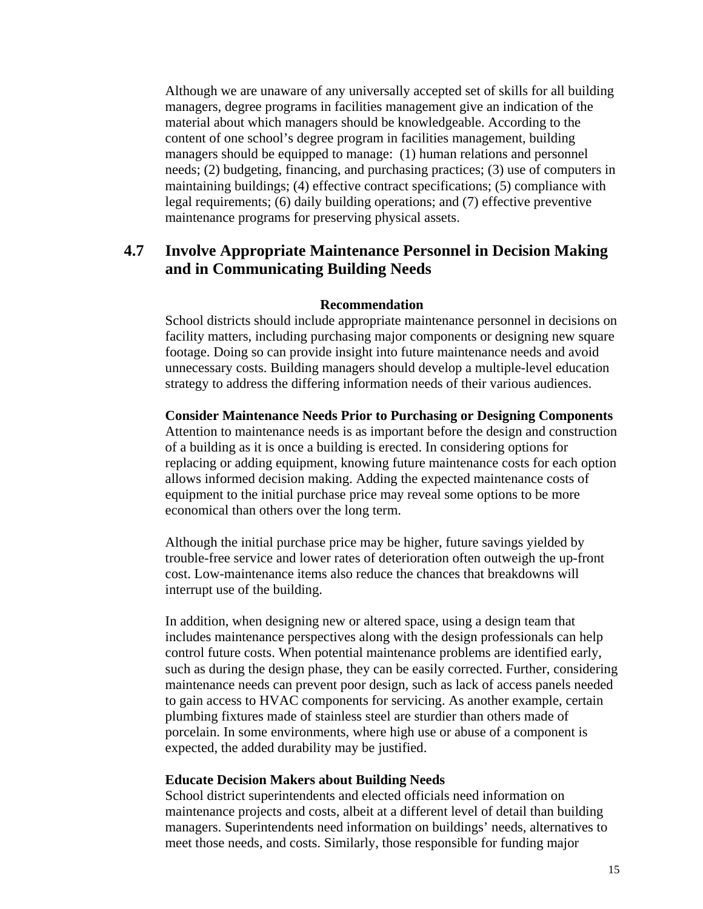Although we are unaware of any universally accepted set of skills for all building managers, degree programs in facilities management give an indication of the material about which managers should be knowledgeable. According to the content of one school's degree program in facilities management, building managers should be equipped to manage: (1) human relations and personnel needs; (2) budgeting, financing, and purchasing practices; (3) use of computers in maintaining buildings; (4) effective contract specifications; (5) compliance with legal requirements; (6) daily building operations; and (7) effective preventive maintenance programs for preserving physical assets.

## 4.7 Involve Appropriate Maintenance Personnel in Decision Making and in Communicating Building Needs

**Recommendation**

School districts should include appropriate maintenance personnel in decisions on facility matters, including purchasing major components or designing new square footage. Doing so can provide insight into future maintenance needs and avoid unnecessary costs. Building managers should develop a multiple-level education strategy to address the differing information needs of their various audiences.

**Consider Maintenance Needs Prior to Purchasing or Designing Components**

Attention to maintenance needs is as important before the design and construction of a building as it is once a building is erected. In considering options for replacing or adding equipment, knowing future maintenance costs for each option allows informed decision making. Adding the expected maintenance costs of equipment to the initial purchase price may reveal some options to be more economical than others over the long term.

Although the initial purchase price may be higher, future savings yielded by trouble-free service and lower rates of deterioration often outweigh the up-front cost. Low-maintenance items also reduce the chances that breakdowns will interrupt use of the building.

In addition, when designing new or altered space, using a design team that includes maintenance perspectives along with the design professionals can help control future costs. When potential maintenance problems are identified early, such as during the design phase, they can be easily corrected. Further, considering maintenance needs can prevent poor design, such as lack of access panels needed to gain access to HVAC components for servicing. As another example, certain plumbing fixtures made of stainless steel are sturdier than others made of porcelain. In some environments, where high use or abuse of a component is expected, the added durability may be justified.

**Educate Decision Makers about Building Needs**

School district superintendents and elected officials need information on maintenance projects and costs, albeit at a different level of detail than building managers. Superintendents need information on buildings' needs, alternatives to meet those needs, and costs. Similarly, those responsible for funding major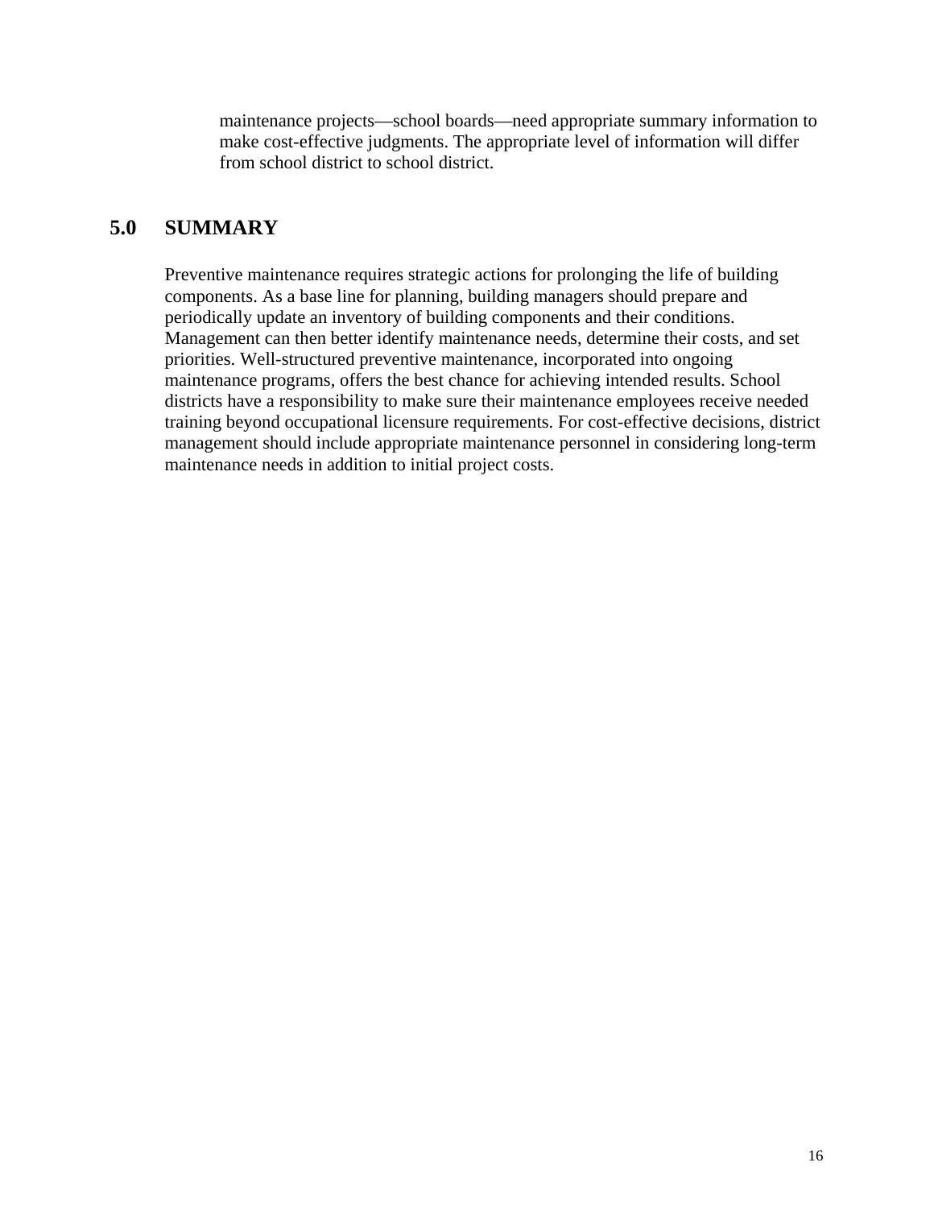maintenance projects—school boards—need appropriate summary information to make cost-effective judgments. The appropriate level of information will differ from school district to school district.

## 5.0 SUMMARY

Preventive maintenance requires strategic actions for prolonging the life of building components. As a base line for planning, building managers should prepare and periodically update an inventory of building components and their conditions. Management can then better identify maintenance needs, determine their costs, and set priorities. Well-structured preventive maintenance, incorporated into ongoing maintenance programs, offers the best chance for achieving intended results. School districts have a responsibility to make sure their maintenance employees receive needed training beyond occupational licensure requirements. For cost-effective decisions, district management should include appropriate maintenance personnel in considering long-term maintenance needs in addition to initial project costs.